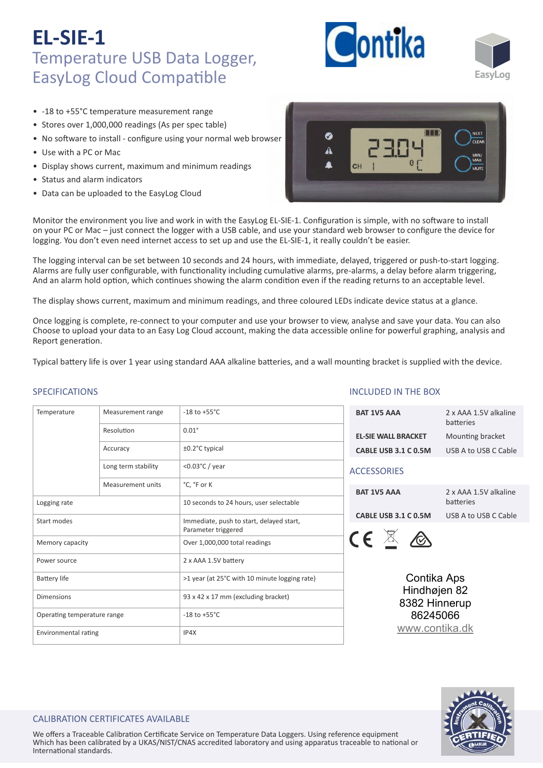# EL-SIE-1

## Temperature USB Data Logger, EasyLog Cloud Compatible

- -18 to +55°C temperature measurement range
- Stores over 1,000,000 readings (As per spec table)
- No software to install - configure using your normal web browser
- Use with a PC or Mac
- Display shows current, maximum and minimum readings
- Status and alarm indicators
- Data can be uploaded to the EasyLog Cloud

Monitor the environment you live and work in with the EasyLog EL-SIE-1. Configuration is simple, with no software to install on your PC or Mac – just connect the logger with a USB cable, and use your standard web browser to configure the device for logging. You don't even need internet access to set up and use the EL-SIE-1, it really couldn't be easier.

The logging interval can be set between 10 seconds and 24 hours, with immediate, delayed, triggered or push-to-start logging. Alarms are fully user configurable, with functionality including cumulative alarms, pre-alarms, a delay before alarm triggering, And an alarm hold option, which continues showing the alarm condition even if the reading returns to an acceptable level.

The display shows current, maximum and minimum readings, and three coloured LEDs indicate device status at a glance.

Once logging is complete, re-connect to your computer and use your browser to view, analyse and save your data. You can also Choose to upload your data to an Easy Log Cloud account, making the data accessible online for powerful graphing, analysis and Report generation.

Typical battery life is over 1 year using standard AAA alkaline batteries, and a wall mounting bracket is supplied with the device.

### SPECIFICATIONS

| | | |
|---|---|---|
| Temperature | Measurement range | -18 to +55°C |
| | Resolution | 0.01° |
| | Accuracy | ±0.2°C typical |
| | Long term stability | <0.03°C / year |
| | Measurement units | °C, °F or K |
| Logging rate | | 10 seconds to 24 hours, user selectable |
| Start modes | | Immediate, push to start, delayed start, Parameter triggered |
| Memory capacity | | Over 1,000,000 total readings |
| Power source | | 2 x AAA 1.5V battery |
| Battery life | | >1 year (at 25°C with 10 minute logging rate) |
| Dimensions | | 93 x 42 x 17 mm (excluding bracket) |
| Operating temperature range | | -18 to +55°C |
| Environmental rating | | IP4X |

### INCLUDED IN THE BOX

| | |
|---|---|
| **BAT 1V5 AAA** | 2 x AAA 1.5V alkaline batteries |
| **EL-SIE WALL BRACKET** | Mounting bracket |
| **CABLE USB 3.1 C 0.5M** | USB A to USB C Cable |

### ACCESSORIES

| | |
|---|---|
| **BAT 1V5 AAA** | 2 x AAA 1.5V alkaline batteries |
| **CABLE USB 3.1 C 0.5M** | USB A to USB C Cable |

Contika Aps
Hindhøjen 82
8382 Hinnerup
86245066
www.contika.dk

### CALIBRATION CERTIFICATES AVAILABLE

We offers a Traceable Calibration Certificate Service on Temperature Data Loggers. Using reference equipment Which has been calibrated by a UKAS/NIST/CNAS accredited laboratory and using apparatus traceable to national or International standards.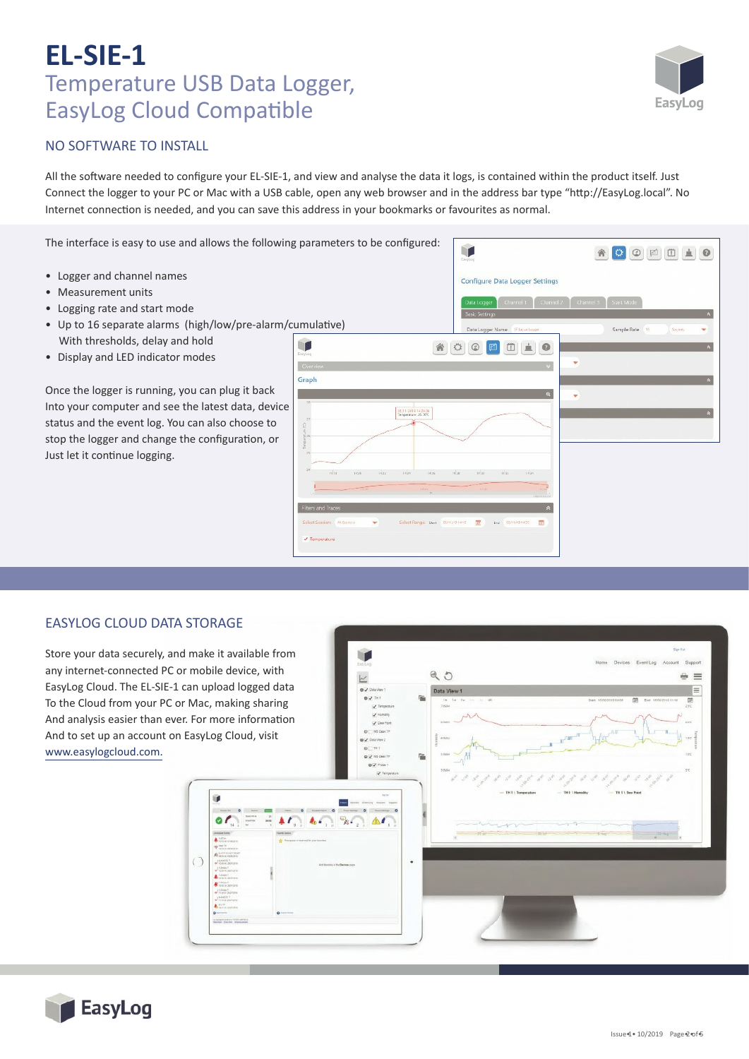# EL-SIE-1

## Temperature USB Data Logger, EasyLog Cloud Compatible

### NO SOFTWARE TO INSTALL

All the software needed to configure your EL-SIE-1, and view and analyse the data it logs, is contained within the product itself. Just Connect the logger to your PC or Mac with a USB cable, open any web browser and in the address bar type "http://EasyLog.local". No Internet connection is needed, and you can save this address in your bookmarks or favourites as normal.

The interface is easy to use and allows the following parameters to be configured:

- Logger and channel names
- Measurement units
- Logging rate and start mode
- Up to 16 separate alarms (high/low/pre-alarm/cumulative) With thresholds, delay and hold
- Display and LED indicator modes

Once the logger is running, you can plug it back Into your computer and see the latest data, device status and the event log. You can also choose to stop the logger and change the configuration, or Just let it continue logging.

### EASYLOG CLOUD DATA STORAGE

Store your data securely, and make it available from any internet-connected PC or mobile device, with EasyLog Cloud. The EL-SIE-1 can upload logged data To the Cloud from your PC or Mac, making sharing And analysis easier than ever. For more information And to set up an account on EasyLog Cloud, visit www.easylogcloud.com.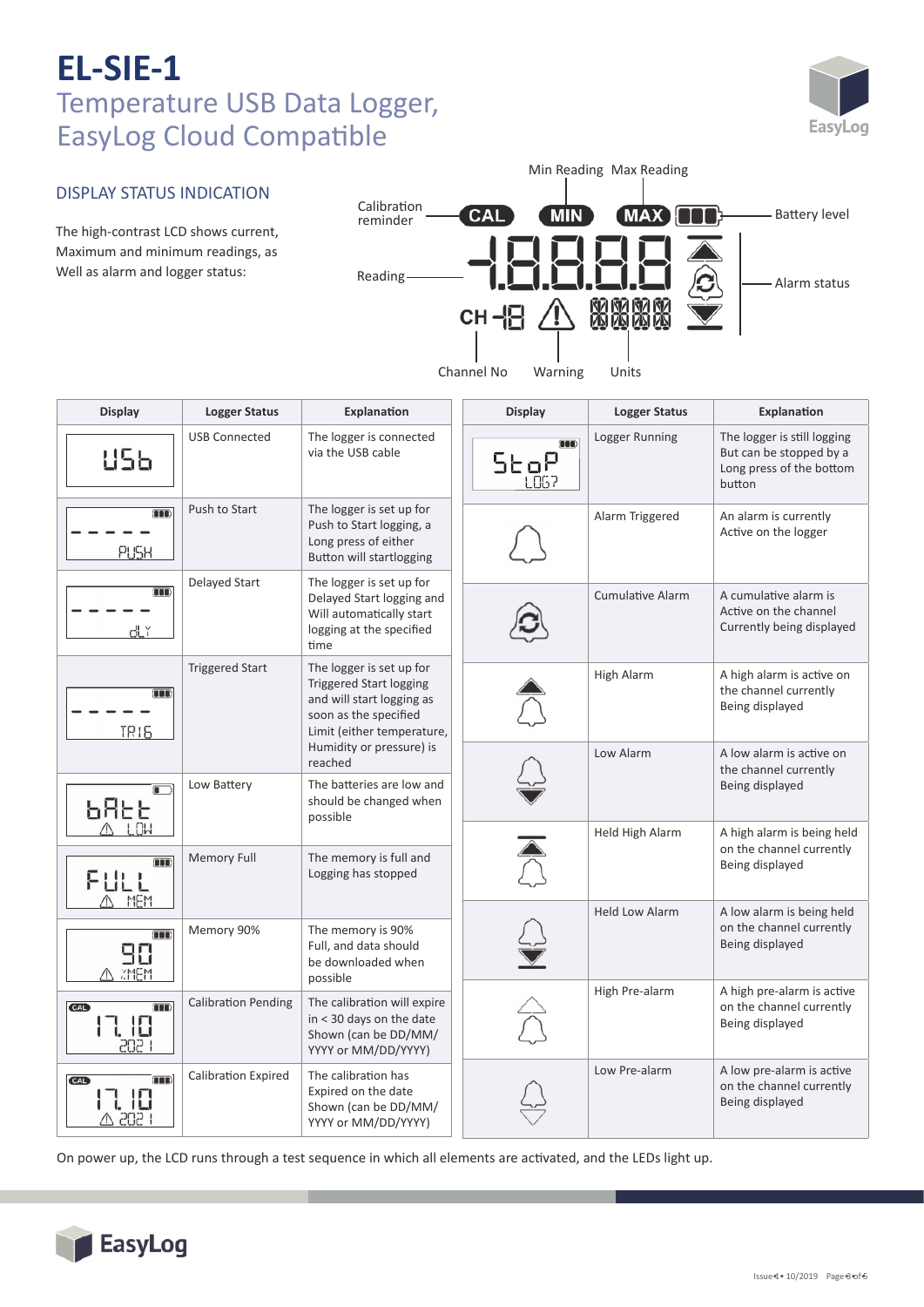# EL-SIE-1

## Temperature USB Data Logger, EasyLog Cloud Compatible

### DISPLAY STATUS INDICATION

The high-contrast LCD shows current, Maximum and minimum readings, as Well as alarm and logger status:

Min Reading | Max Reading | Calibration reminder | Battery level | Reading | Alarm status | Channel No | Warning | Units

| Display | Logger Status | Explanation |
|---|---|---|
| USb | USB Connected | The logger is connected via the USB cable |
| - - - - - PUSH | Push to Start | The logger is set up for Push to Start logging, a Long press of either Button will startlogging |
| - - - - - dLY | Delayed Start | The logger is set up for Delayed Start logging and Will automatically start logging at the specified time |
| - - - - - TRIG | Triggered Start | The logger is set up for Triggered Start logging and will start logging as soon as the specified Limit (either temperature, Humidity or pressure) is reached |
| bAtt LOW | Low Battery | The batteries are low and should be changed when possible |
| FULL MEM | Memory Full | The memory is full and Logging has stopped |
| 90 %MEM | Memory 90% | The memory is 90% Full, and data should be downloaded when possible |
| CAL 17.10 2021 | Calibration Pending | The calibration will expire in < 30 days on the date Shown (can be DD/MM/YYYY or MM/DD/YYYY) |
| CAL 17.10 2021 | Calibration Expired | The calibration has Expired on the date Shown (can be DD/MM/YYYY or MM/DD/YYYY) |

| Display | Logger Status | Explanation |
|---|---|---|
| StoP LOG? | Logger Running | The logger is still logging But can be stopped by a Long press of the bottom button |
| | Alarm Triggered | An alarm is currently Active on the logger |
| | Cumulative Alarm | A cumulative alarm is Active on the channel Currently being displayed |
| | High Alarm | A high alarm is active on the channel currently Being displayed |
| | Low Alarm | A low alarm is active on the channel currently Being displayed |
| | Held High Alarm | A high alarm is being held on the channel currently Being displayed |
| | Held Low Alarm | A low alarm is being held on the channel currently Being displayed |
| | High Pre-alarm | A high pre-alarm is active on the channel currently Being displayed |
| | Low Pre-alarm | A low pre-alarm is active on the channel currently Being displayed |

On power up, the LCD runs through a test sequence in which all elements are activated, and the LEDs light up.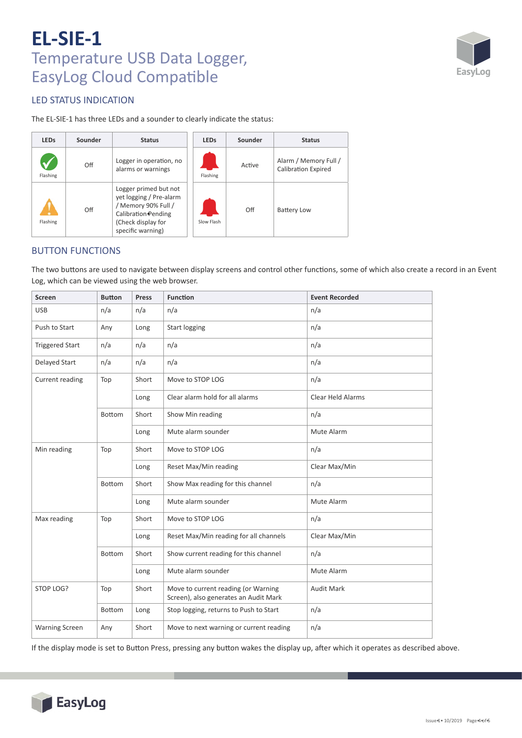# EL-SIE-1

## Temperature USB Data Logger, EasyLog Cloud Compatible

### LED STATUS INDICATION

The EL-SIE-1 has three LEDs and a sounder to clearly indicate the status:

| LEDs | Sounder | Status |
|---|---|---|
| Flashing | Off | Logger in operation, no alarms or warnings |
| Flashing | Off | Logger primed but not yet logging / Pre-alarm / Memory 90% Full / Calibration Pending (Check display for specific warning) |

| LEDs | Sounder | Status |
|---|---|---|
| Flashing | Active | Alarm / Memory Full / Calibration Expired |
| Slow Flash | Off | Battery Low |

### BUTTON FUNCTIONS

The two buttons are used to navigate between display screens and control other functions, some of which also create a record in an Event Log, which can be viewed using the web browser.

| Screen | Button | Press | Function | Event Recorded |
|---|---|---|---|---|
| USB | n/a | n/a | n/a | n/a |
| Push to Start | Any | Long | Start logging | n/a |
| Triggered Start | n/a | n/a | n/a | n/a |
| Delayed Start | n/a | n/a | n/a | n/a |
| Current reading | Top | Short | Move to STOP LOG | n/a |
| | | Long | Clear alarm hold for all alarms | Clear Held Alarms |
| | Bottom | Short | Show Min reading | n/a |
| | | Long | Mute alarm sounder | Mute Alarm |
| Min reading | Top | Short | Move to STOP LOG | n/a |
| | | Long | Reset Max/Min reading | Clear Max/Min |
| | Bottom | Short | Show Max reading for this channel | n/a |
| | | Long | Mute alarm sounder | Mute Alarm |
| Max reading | Top | Short | Move to STOP LOG | n/a |
| | | Long | Reset Max/Min reading for all channels | Clear Max/Min |
| | Bottom | Short | Show current reading for this channel | n/a |
| | | Long | Mute alarm sounder | Mute Alarm |
| STOP LOG? | Top | Short | Move to current reading (or Warning Screen), also generates an Audit Mark | Audit Mark |
| | Bottom | Long | Stop logging, returns to Push to Start | n/a |
| Warning Screen | Any | Short | Move to next warning or current reading | n/a |

If the display mode is set to Button Press, pressing any button wakes the display up, after which it operates as described above.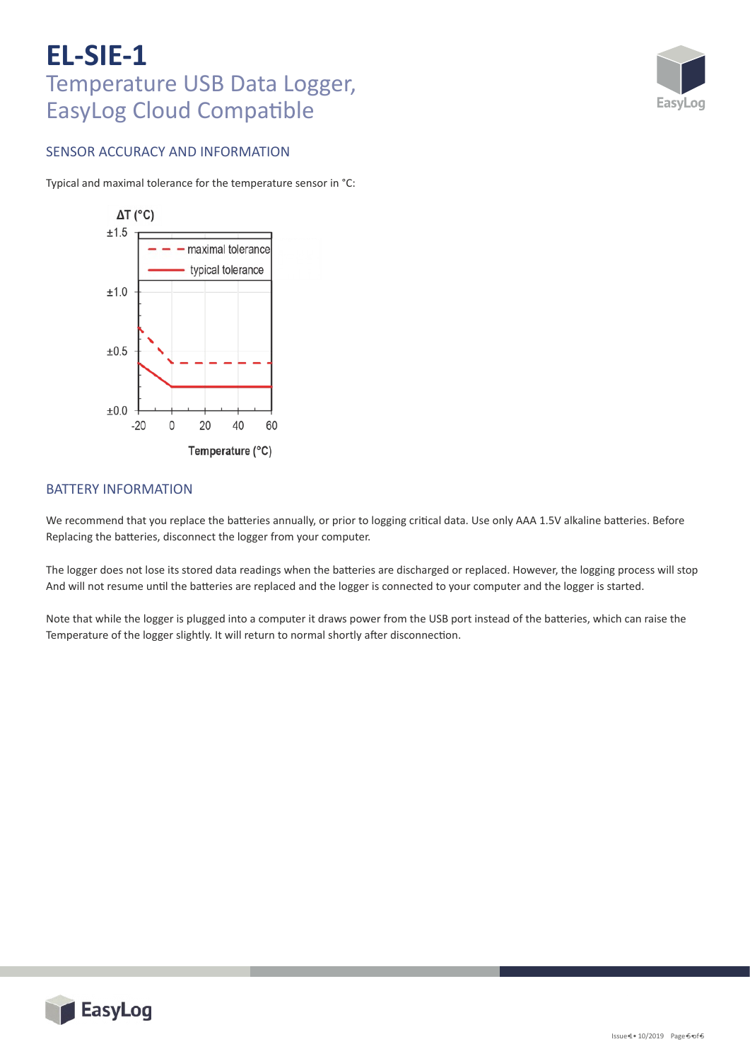# EL-SIE-1

## Temperature USB Data Logger, EasyLog Cloud Compatible

### SENSOR ACCURACY AND INFORMATION

Typical and maximal tolerance for the temperature sensor in °C:

ΔT (°C)

±1.5

±1.0

±0.5

±0.0

maximal tolerance

typical tolerance

-20 0 20 40 60

Temperature (°C)

### BATTERY INFORMATION

We recommend that you replace the batteries annually, or prior to logging critical data. Use only AAA 1.5V alkaline batteries. Before Replacing the batteries, disconnect the logger from your computer.

The logger does not lose its stored data readings when the batteries are discharged or replaced. However, the logging process will stop And will not resume until the batteries are replaced and the logger is connected to your computer and the logger is started.

Note that while the logger is plugged into a computer it draws power from the USB port instead of the batteries, which can raise the Temperature of the logger slightly. It will return to normal shortly after disconnection.